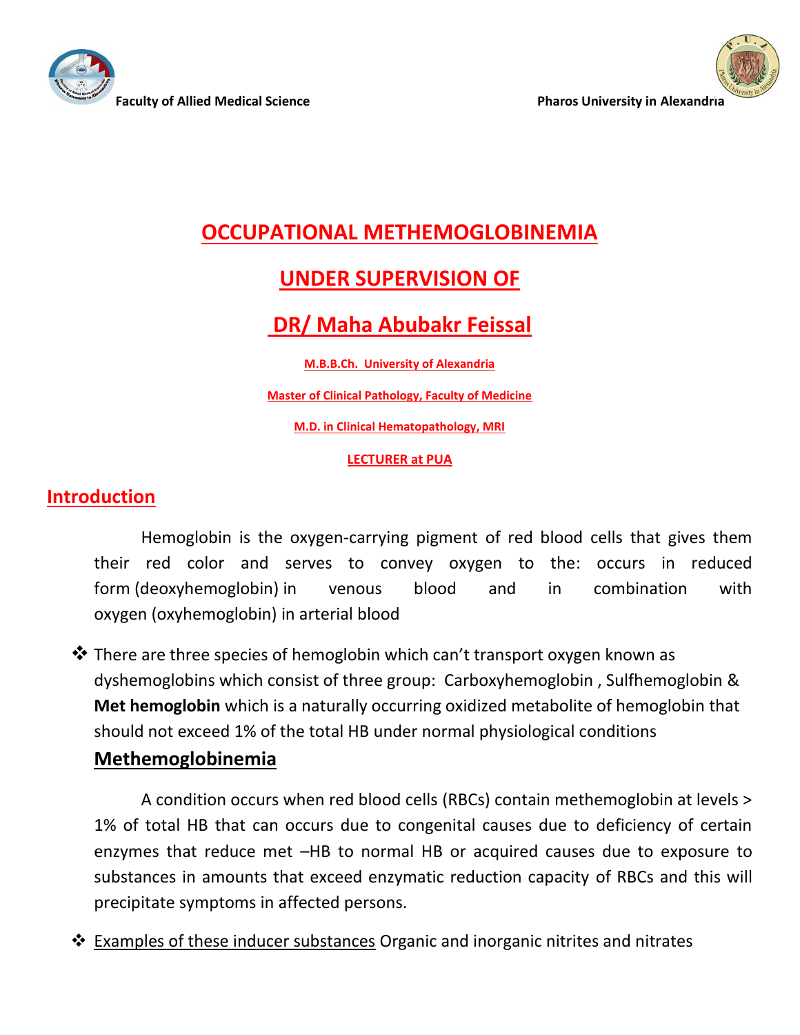Faculty of Allied Medical Science

Pharos University in Alexandria

# OCCUPATIONAL METHEMOGLOBINEMIA

## UNDER SUPERVISION OF

## DR/ Maha Abubakr Feissal

**M.B.B.Ch. University of Alexandria**

**Master of Clinical Pathology, Faculty of Medicine**

**M.D. in Clinical Hematopathology, MRI**

**LECTURER at PUA**

## Introduction

Hemoglobin is the oxygen-carrying pigment of red blood cells that gives them their red color and serves to convey oxygen to the: occurs in reduced form (deoxyhemoglobin) in venous blood and in combination with oxygen (oxyhemoglobin) in arterial blood

- There are three species of hemoglobin which can't transport oxygen known as dyshemoglobins which consist of three group: Carboxyhemoglobin , Sulfhemoglobin & **Met hemoglobin** which is a naturally occurring oxidized metabolite of hemoglobin that should not exceed 1% of the total HB under normal physiological conditions

### Methemoglobinemia

A condition occurs when red blood cells (RBCs) contain methemoglobin at levels > 1% of total HB that can occurs due to congenital causes due to deficiency of certain enzymes that reduce met –HB to normal HB or acquired causes due to exposure to substances in amounts that exceed enzymatic reduction capacity of RBCs and this will precipitate symptoms in affected persons.

- Examples of these inducer substances Organic and inorganic nitrites and nitrates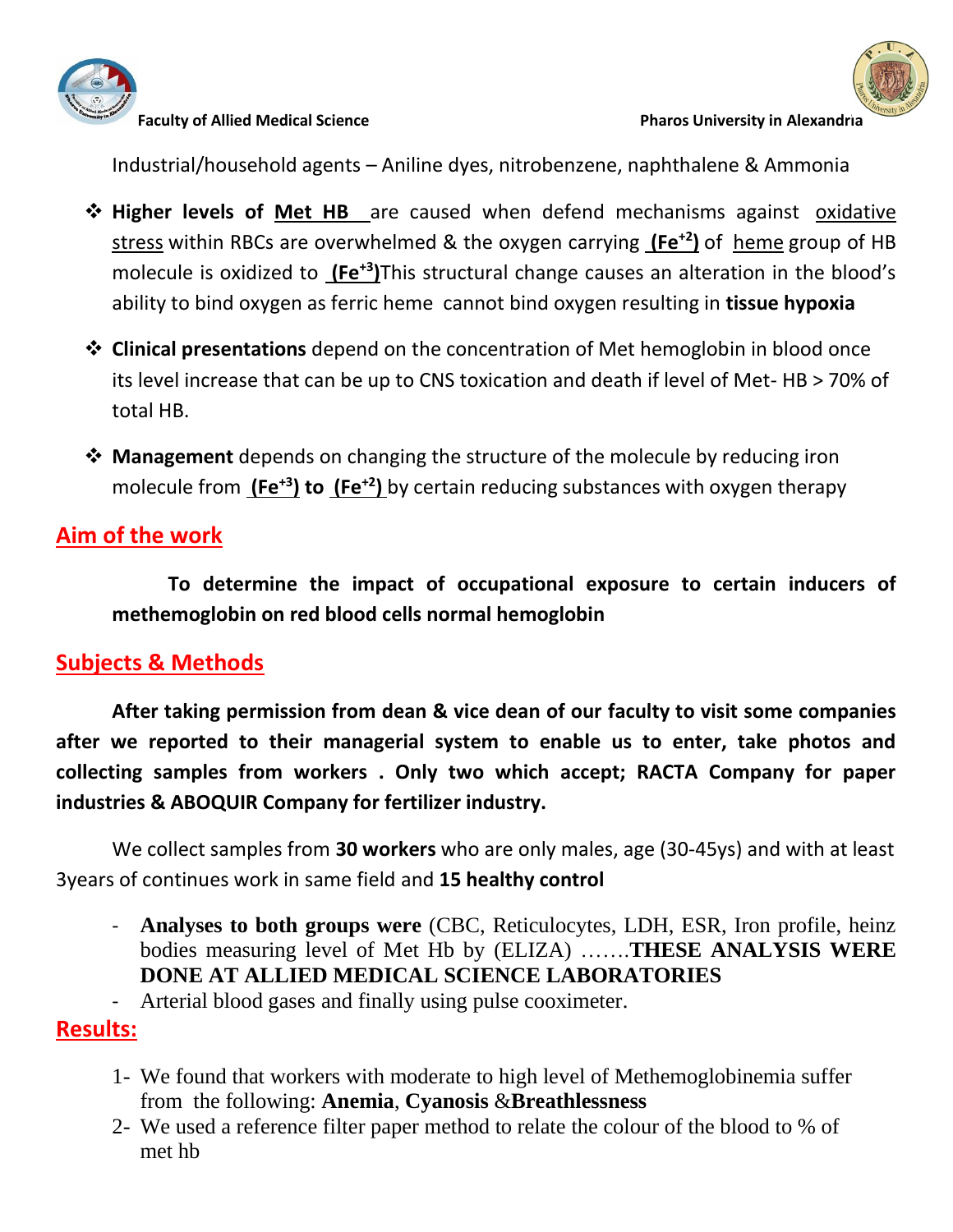Industrial/household agents – Aniline dyes, nitrobenzene, naphthalene & Ammonia

- **Higher levels of Met HB** are caused when defend mechanisms against oxidative stress within RBCs are overwhelmed & the oxygen carrying **($Fe^{+2}$)** of heme group of HB molecule is oxidized to **($Fe^{+3}$)**This structural change causes an alteration in the blood's ability to bind oxygen as ferric heme cannot bind oxygen resulting in **tissue hypoxia**
- **Clinical presentations** depend on the concentration of Met hemoglobin in blood once its level increase that can be up to CNS toxication and death if level of Met- HB > 70% of total HB.
- **Management** depends on changing the structure of the molecule by reducing iron molecule from **($Fe^{+3}$) to ($Fe^{+2}$)** by certain reducing substances with oxygen therapy

## Aim of the work

**To determine the impact of occupational exposure to certain inducers of methemoglobin on red blood cells normal hemoglobin**

## Subjects & Methods

**After taking permission from dean & vice dean of our faculty to visit some companies after we reported to their managerial system to enable us to enter, take photos and collecting samples from workers . Only two which accept; RACTA Company for paper industries & ABOQUIR Company for fertilizer industry.**

We collect samples from **30 workers** who are only males, age (30-45ys) and with at least 3years of continues work in same field and **15 healthy control**

- **Analyses to both groups were** (CBC, Reticulocytes, LDH, ESR, Iron profile, heinz bodies measuring level of Met Hb by (ELIZA) …….**THESE ANALYSIS WERE DONE AT ALLIED MEDICAL SCIENCE LABORATORIES**
- Arterial blood gases and finally using pulse cooximeter.

## Results:

1. We found that workers with moderate to high level of Methemoglobinemia suffer from the following: **Anemia**, **Cyanosis** &**Breathlessness**
2. We used a reference filter paper method to relate the colour of the blood to % of met hb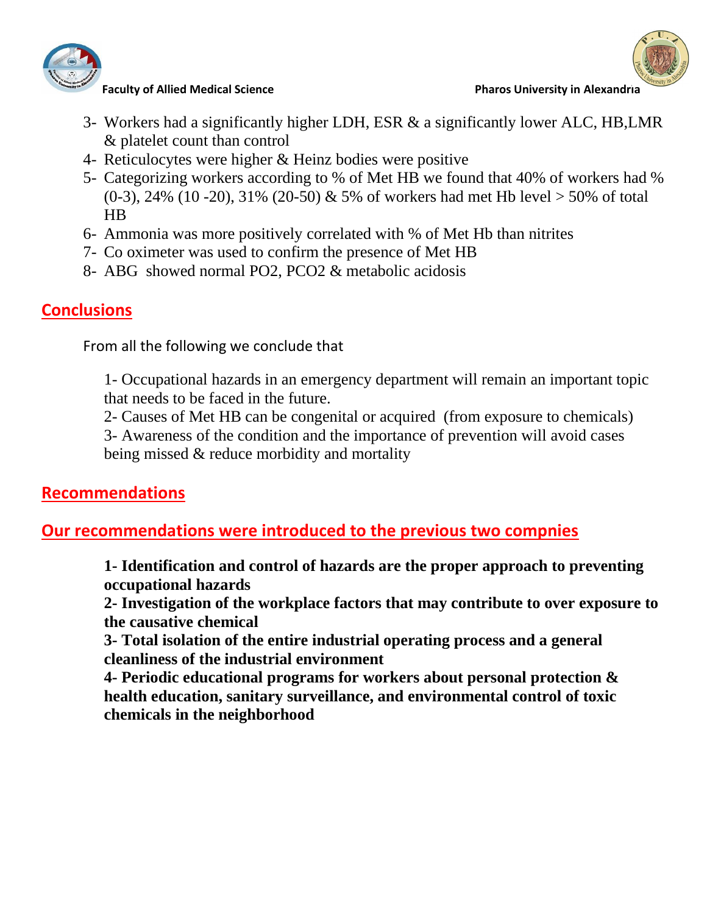3- Workers had a significantly higher LDH, ESR & a significantly lower ALC, HB,LMR & platelet count than control
4- Reticulocytes were higher & Heinz bodies were positive
5- Categorizing workers according to % of Met HB we found that 40% of workers had % (0-3), 24% (10 -20), 31% (20-50) & 5% of workers had met Hb level > 50% of total HB
6- Ammonia was more positively correlated with % of Met Hb than nitrites
7- Co oximeter was used to confirm the presence of Met HB
8- ABG showed normal PO2, PCO2 & metabolic acidosis

## Conclusions

From all the following we conclude that

1- Occupational hazards in an emergency department will remain an important topic that needs to be faced in the future.
2- Causes of Met HB can be congenital or acquired (from exposure to chemicals)
3- Awareness of the condition and the importance of prevention will avoid cases being missed & reduce morbidity and mortality

## Recommendations

## Our recommendations were introduced to the previous two compnies

**1- Identification and control of hazards are the proper approach to preventing occupational hazards**
**2- Investigation of the workplace factors that may contribute to over exposure to the causative chemical**
**3- Total isolation of the entire industrial operating process and a general cleanliness of the industrial environment**
**4- Periodic educational programs for workers about personal protection & health education, sanitary surveillance, and environmental control of toxic chemicals in the neighborhood**